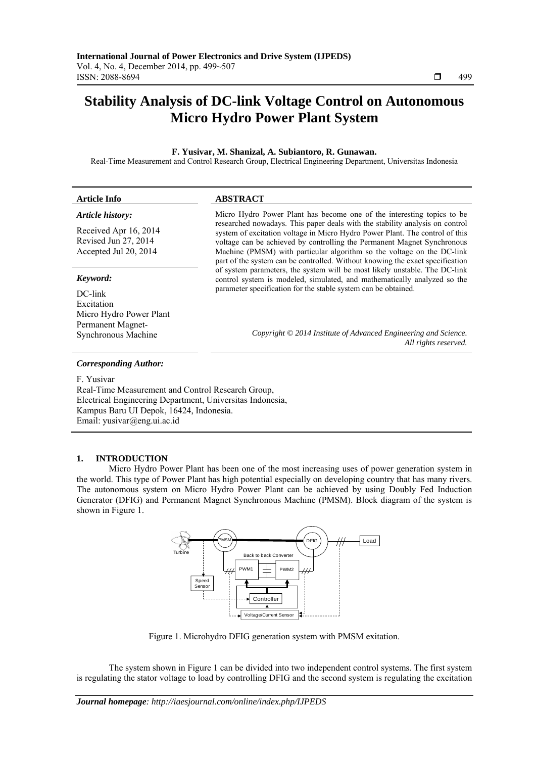# Stability Analysis of DC-link Voltage Control on Autonomous Micro Hydro Power Plant System

**F. Yusivar, M. Shanizal, A. Subiantoro, R. Gunawan.**

Real-Time Measurement and Control Research Group, Electrical Engineering Department, Universitas Indonesia

**Article Info**

***Article history:***

Received Apr 16, 2014
Revised Jun 27, 2014
Accepted Jul 20, 2014

***Keyword:***

DC-link
Excitation
Micro Hydro Power Plant
Permanent Magnet-Synchronous Machine

**ABSTRACT**

Micro Hydro Power Plant has become one of the interesting topics to be researched nowadays. This paper deals with the stability analysis on control system of excitation voltage in Micro Hydro Power Plant. The control of this voltage can be achieved by controlling the Permanent Magnet Synchronous Machine (PMSM) with particular algorithm so the voltage on the DC-link part of the system can be controlled. Without knowing the exact specification of system parameters, the system will be most likely unstable. The DC-link control system is modeled, simulated, and mathematically analyzed so the parameter specification for the stable system can be obtained.

*Copyright © 2014 Institute of Advanced Engineering and Science. All rights reserved.*

***Corresponding Author:***

F. Yusivar
Real-Time Measurement and Control Research Group,
Electrical Engineering Department, Universitas Indonesia,
Kampus Baru UI Depok, 16424, Indonesia.
Email: yusivar@eng.ui.ac.id

## 1. INTRODUCTION

Micro Hydro Power Plant has been one of the most increasing uses of power generation system in the world. This type of Power Plant has high potential especially on developing country that has many rivers. The autonomous system on Micro Hydro Power Plant can be achieved by using Doubly Fed Induction Generator (DFIG) and Permanent Magnet Synchronous Machine (PMSM). Block diagram of the system is shown in Figure 1.

Figure 1. Microhydro DFIG generation system with PMSM exitation.

The system shown in Figure 1 can be divided into two independent control systems. The first system is regulating the stator voltage to load by controlling DFIG and the second system is regulating the excitation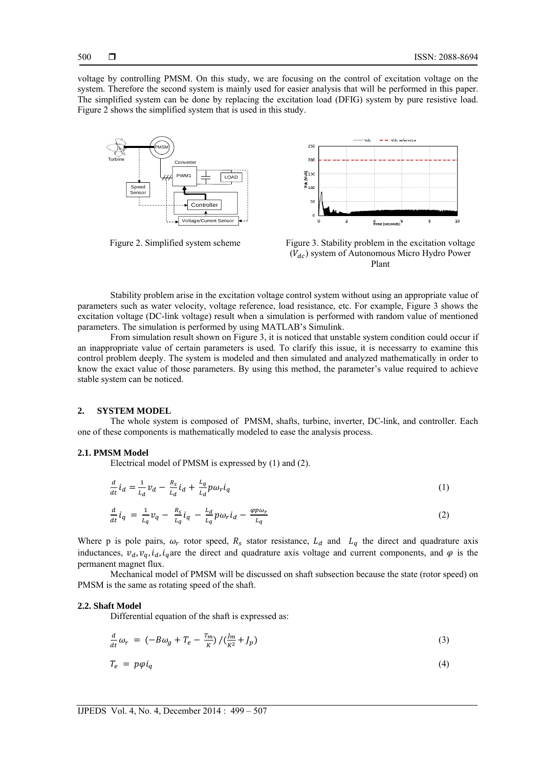voltage by controlling PMSM. On this study, we are focusing on the control of excitation voltage on the system. Therefore the second system is mainly used for easier analysis that will be performed in this paper. The simplified system can be done by replacing the excitation load (DFIG) system by pure resistive load. Figure 2 shows the simplified system that is used in this study.

Figure 2. Simplified system scheme

Figure 3. Stability problem in the excitation voltage ($V_{dc}$) system of Autonomous Micro Hydro Power Plant

Stability problem arise in the excitation voltage control system without using an appropriate value of parameters such as water velocity, voltage reference, load resistance, etc. For example, Figure 3 shows the excitation voltage (DC-link voltage) result when a simulation is performed with random value of mentioned parameters. The simulation is performed by using MATLAB's Simulink.

From simulation result shown on Figure 3, it is noticed that unstable system condition could occur if an inappropriate value of certain parameters is used. To clarify this issue, it is necessarry to examine this control problem deeply. The system is modeled and then simulated and analyzed mathematically in order to know the exact value of those parameters. By using this method, the parameter's value required to achieve stable system can be noticed.

## 2. SYSTEM MODEL

The whole system is composed of PMSM, shafts, turbine, inverter, DC-link, and controller. Each one of these components is mathematically modeled to ease the analysis process.

### 2.1. PMSM Model

Electrical model of PMSM is expressed by (1) and (2).

$$\frac{d}{dt}i_d = \frac{1}{L_d}v_d - \frac{R_s}{L_d}i_d + \frac{L_q}{L_d}p\omega_r i_q \tag{1}$$

$$\frac{d}{dt}i_q = \frac{1}{L_q}v_q - \frac{R_s}{L_q}i_q - \frac{L_d}{L_q}p\omega_r i_d - \frac{\varphi p \omega_r}{L_q} \tag{2}$$

Where p is pole pairs, $\omega_r$ rotor speed, $R_s$ stator resistance, $L_d$ and $L_q$ the direct and quadrature axis inductances, $v_d, v_q, i_d, i_q$ are the direct and quadrature axis voltage and current components, and $\varphi$ is the permanent magnet flux.

Mechanical model of PMSM will be discussed on shaft subsection because the state (rotor speed) on PMSM is the same as rotating speed of the shaft.

### 2.2. Shaft Model

Differential equation of the shaft is expressed as:

$$\frac{d}{dt}\omega_r = \left(-B\omega_g + T_e - \frac{T_m}{K}\right) / \left(\frac{J_m}{K^2} + J_p\right) \tag{3}$$

$$T_e = p\varphi i_q \tag{4}$$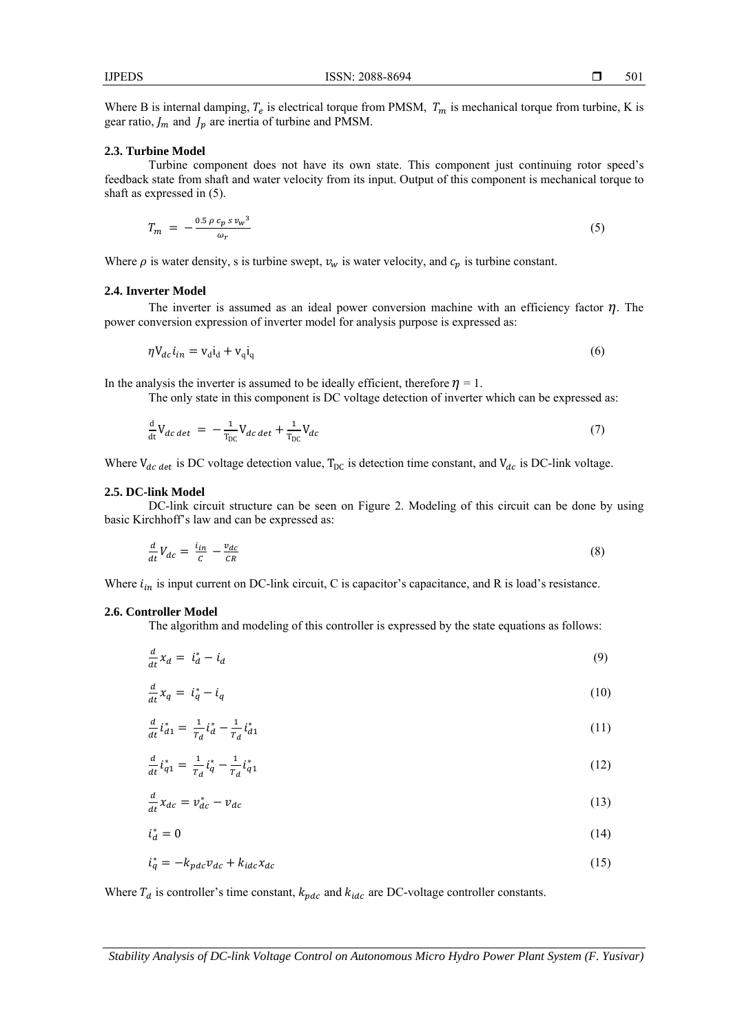Where B is internal damping, $T_e$ is electrical torque from PMSM, $T_m$ is mechanical torque from turbine, K is gear ratio, $J_m$ and $J_p$ are inertia of turbine and PMSM.

### 2.3. Turbine Model

Turbine component does not have its own state. This component just continuing rotor speed's feedback state from shaft and water velocity from its input. Output of this component is mechanical torque to shaft as expressed in (5).

$$T_m = -\frac{0.5\,\rho\, c_p\, s\, v_w{}^3}{\omega_r} \tag{5}$$

Where $\rho$ is water density, s is turbine swept, $v_w$ is water velocity, and $c_p$ is turbine constant.

### 2.4. Inverter Model

The inverter is assumed as an ideal power conversion machine with an efficiency factor $\eta$. The power conversion expression of inverter model for analysis purpose is expressed as:

$$\eta V_{dc} i_{in} = v_d i_d + v_q i_q \tag{6}$$

In the analysis the inverter is assumed to be ideally efficient, therefore $\eta = 1$.

The only state in this component is DC voltage detection of inverter which can be expressed as:

$$\frac{d}{dt} V_{dc\,det} = -\frac{1}{T_{DC}} V_{dc\,det} + \frac{1}{T_{DC}} V_{dc} \tag{7}$$

Where $V_{dc\,det}$ is DC voltage detection value, $T_{DC}$ is detection time constant, and $V_{dc}$ is DC-link voltage.

### 2.5. DC-link Model

DC-link circuit structure can be seen on Figure 2. Modeling of this circuit can be done by using basic Kirchhoff's law and can be expressed as:

$$\frac{d}{dt} V_{dc} = \frac{i_{in}}{C} - \frac{v_{dc}}{CR} \tag{8}$$

Where $i_{in}$ is input current on DC-link circuit, C is capacitor's capacitance, and R is load's resistance.

### 2.6. Controller Model

The algorithm and modeling of this controller is expressed by the state equations as follows:

$$\frac{d}{dt} x_d = i_d^* - i_d \tag{9}$$

$$\frac{d}{dt} x_q = i_q^* - i_q \tag{10}$$

$$\frac{d}{dt} i_{d1}^* = \frac{1}{T_d} i_d^* - \frac{1}{T_d} i_{d1}^* \tag{11}$$

$$\frac{d}{dt} i_{q1}^* = \frac{1}{T_d} i_q^* - \frac{1}{T_d} i_{q1}^* \tag{12}$$

$$\frac{d}{dt} x_{dc} = v_{dc}^* - v_{dc} \tag{13}$$

$$i_d^* = 0 \tag{14}$$

$$i_q^* = -k_{pdc} v_{dc} + k_{idc} x_{dc} \tag{15}$$

Where $T_d$ is controller's time constant, $k_{pdc}$ and $k_{idc}$ are DC-voltage controller constants.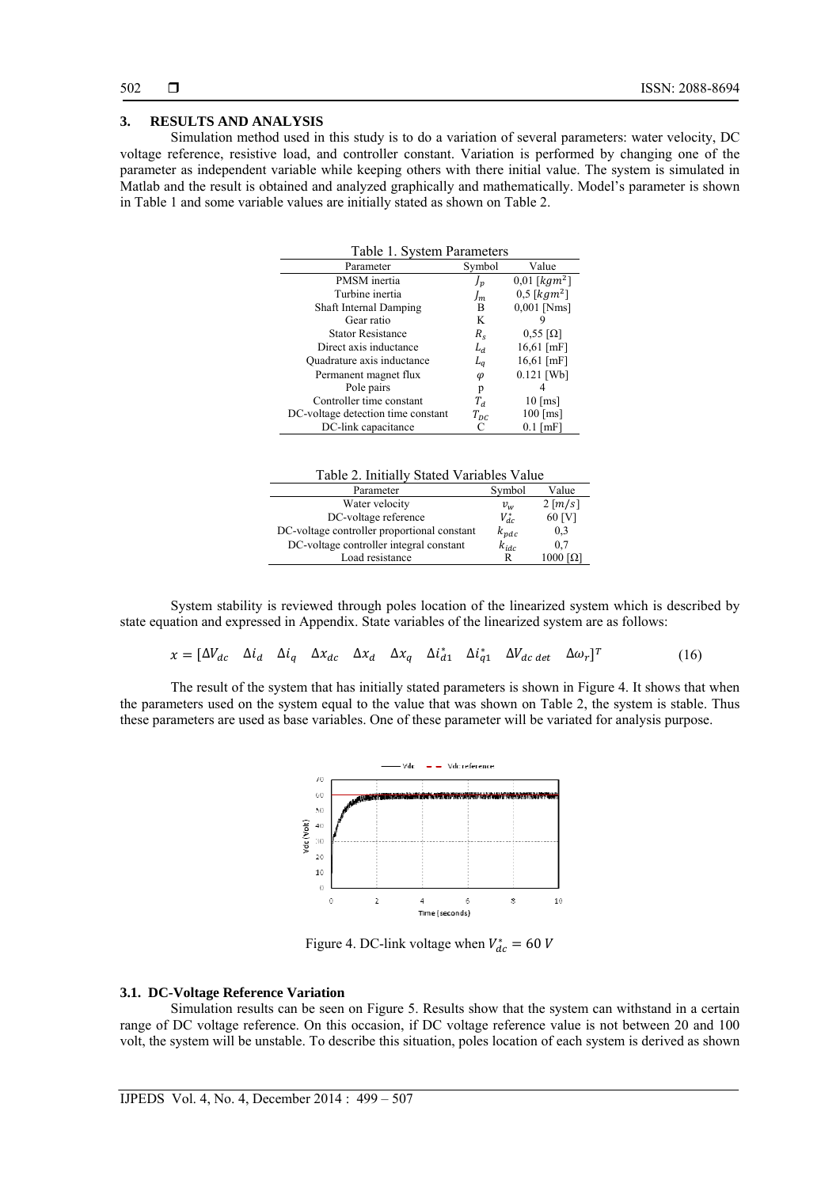## 3. RESULTS AND ANALYSIS

Simulation method used in this study is to do a variation of several parameters: water velocity, DC voltage reference, resistive load, and controller constant. Variation is performed by changing one of the parameter as independent variable while keeping others with there initial value. The system is simulated in Matlab and the result is obtained and analyzed graphically and mathematically. Model's parameter is shown in Table 1 and some variable values are initially stated as shown on Table 2.

Table 1. System Parameters

| Parameter | Symbol | Value |
|---|---|---|
| PMSM inertia | $J_p$ | 0,01 [$kgm^2$] |
| Turbine inertia | $J_m$ | 0,5 [$kgm^2$] |
| Shaft Internal Damping | B | 0,001 [Nms] |
| Gear ratio | K | 9 |
| Stator Resistance | $R_s$ | 0,55 [Ω] |
| Direct axis inductance | $L_d$ | 16,61 [mF] |
| Quadrature axis inductance | $L_q$ | 16,61 [mF] |
| Permanent magnet flux | $\varphi$ | 0.121 [Wb] |
| Pole pairs | p | 4 |
| Controller time constant | $T_d$ | 10 [ms] |
| DC-voltage detection time constant | $T_{DC}$ | 100 [ms] |
| DC-link capacitance | C | 0.1 [mF] |

Table 2. Initially Stated Variables Value

| Parameter | Symbol | Value |
|---|---|---|
| Water velocity | $v_w$ | 2 [$m/s$] |
| DC-voltage reference | $V_{dc}^*$ | 60 [V] |
| DC-voltage controller proportional constant | $k_{pdc}$ | 0,3 |
| DC-voltage controller integral constant | $k_{idc}$ | 0,7 |
| Load resistance | R | 1000 [Ω] |

System stability is reviewed through poles location of the linearized system which is described by state equation and expressed in Appendix. State variables of the linearized system are as follows:

$$x = [\Delta V_{dc} \quad \Delta i_d \quad \Delta i_q \quad \Delta x_{dc} \quad \Delta x_d \quad \Delta x_q \quad \Delta i_{d1}^* \quad \Delta i_{q1}^* \quad \Delta V_{dc\,det} \quad \Delta \omega_r]^T \tag{16}$$

The result of the system that has initially stated parameters is shown in Figure 4. It shows that when the parameters used on the system equal to the value that was shown on Table 2, the system is stable. Thus these parameters are used as base variables. One of these parameter will be variated for analysis purpose.

Figure 4. DC-link voltage when $V_{dc}^* = 60\ V$

### 3.1. DC-Voltage Reference Variation

Simulation results can be seen on Figure 5. Results show that the system can withstand in a certain range of DC voltage reference. On this occasion, if DC voltage reference value is not between 20 and 100 volt, the system will be unstable. To describe this situation, poles location of each system is derived as shown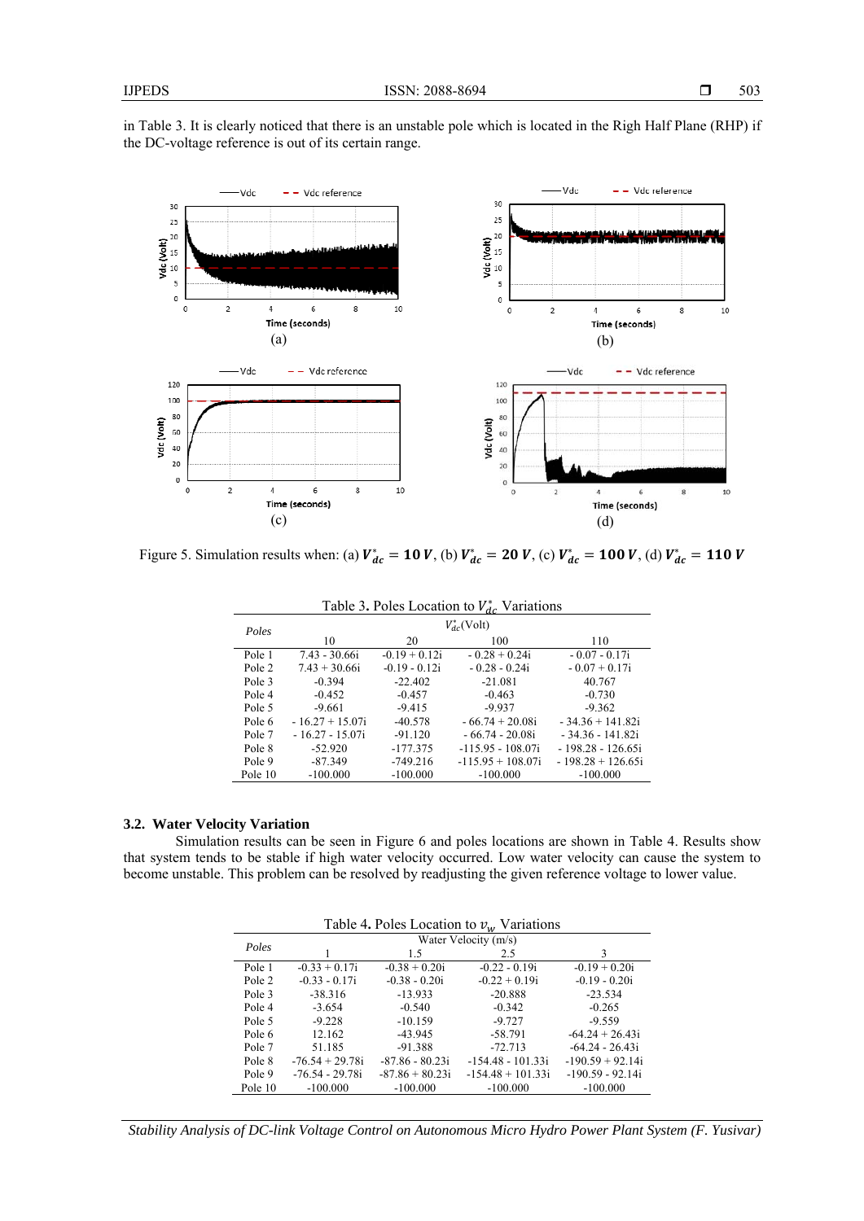in Table 3. It is clearly noticed that there is an unstable pole which is located in the Righ Half Plane (RHP) if the DC-voltage reference is out of its certain range.

Figure 5. Simulation results when: (a) $\boldsymbol{V_{dc}^{*} = 10\,V}$, (b) $\boldsymbol{V_{dc}^{*} = 20\,V}$, (c) $\boldsymbol{V_{dc}^{*} = 100\,V}$, (d) $\boldsymbol{V_{dc}^{*} = 110\,V}$

Table 3. Poles Location to $V_{dc}^{*}$ Variations

| Poles | $V_{dc}^{*}$(Volt) | | | |
|---|---|---|---|---|
| | 10 | 20 | 100 | 110 |
| Pole 1 | 7.43 - 30.66i | -0.19 + 0.12i | - 0.28 + 0.24i | - 0.07 - 0.17i |
| Pole 2 | 7.43 + 30.66i | -0.19 - 0.12i | - 0.28 - 0.24i | - 0.07 + 0.17i |
| Pole 3 | -0.394 | -22.402 | -21.081 | 40.767 |
| Pole 4 | -0.452 | -0.457 | -0.463 | -0.730 |
| Pole 5 | -9.661 | -9.415 | -9.937 | -9.362 |
| Pole 6 | - 16.27 + 15.07i | -40.578 | - 66.74 + 20.08i | - 34.36 + 141.82i |
| Pole 7 | - 16.27 - 15.07i | -91.120 | - 66.74 - 20.08i | - 34.36 - 141.82i |
| Pole 8 | -52.920 | -177.375 | -115.95 - 108.07i | - 198.28 - 126.65i |
| Pole 9 | -87.349 | -749.216 | -115.95 + 108.07i | - 198.28 + 126.65i |
| Pole 10 | -100.000 | -100.000 | -100.000 | -100.000 |

### 3.2. Water Velocity Variation

Simulation results can be seen in Figure 6 and poles locations are shown in Table 4. Results show that system tends to be stable if high water velocity occurred. Low water velocity can cause the system to become unstable. This problem can be resolved by readjusting the given reference voltage to lower value.

Table 4. Poles Location to $v_w$ Variations

| Poles | Water Velocity (m/s) | | | |
|---|---|---|---|---|
| | 1 | 1.5 | 2.5 | 3 |
| Pole 1 | -0.33 + 0.17i | -0.38 + 0.20i | -0.22 - 0.19i | -0.19 + 0.20i |
| Pole 2 | -0.33 - 0.17i | -0.38 - 0.20i | -0.22 + 0.19i | -0.19 - 0.20i |
| Pole 3 | -38.316 | -13.933 | -20.888 | -23.534 |
| Pole 4 | -3.654 | -0.540 | -0.342 | -0.265 |
| Pole 5 | -9.228 | -10.159 | -9.727 | -9.559 |
| Pole 6 | 12.162 | -43.945 | -58.791 | -64.24 + 26.43i |
| Pole 7 | 51.185 | -91.388 | -72.713 | -64.24 - 26.43i |
| Pole 8 | -76.54 + 29.78i | -87.86 - 80.23i | -154.48 - 101.33i | -190.59 + 92.14i |
| Pole 9 | -76.54 - 29.78i | -87.86 + 80.23i | -154.48 + 101.33i | -190.59 - 92.14i |
| Pole 10 | -100.000 | -100.000 | -100.000 | -100.000 |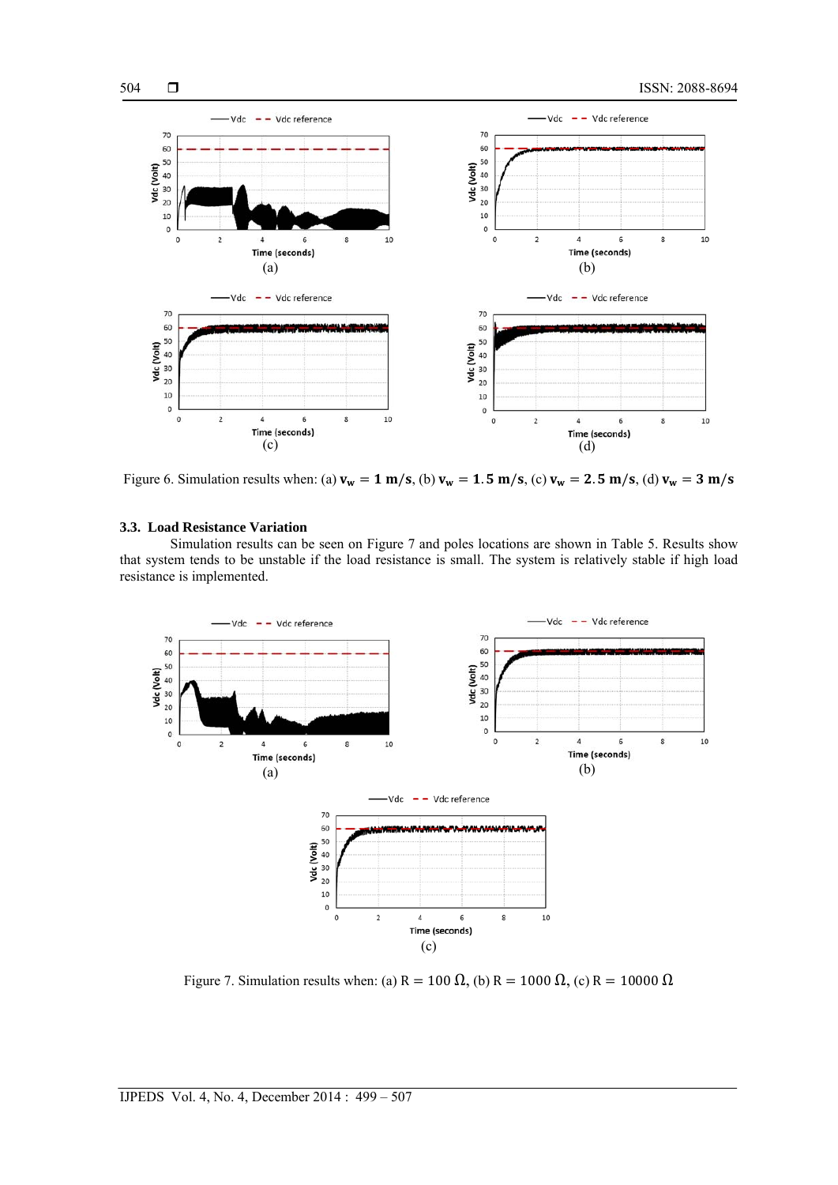Figure 6. Simulation results when: (a) $\mathbf{v_w} = \mathbf{1\ m/s}$, (b) $\mathbf{v_w} = \mathbf{1.5\ m/s}$, (c) $\mathbf{v_w} = \mathbf{2.5\ m/s}$, (d) $\mathbf{v_w} = \mathbf{3\ m/s}$

### 3.3. Load Resistance Variation

Simulation results can be seen on Figure 7 and poles locations are shown in Table 5. Results show that system tends to be unstable if the load resistance is small. The system is relatively stable if high load resistance is implemented.

Figure 7. Simulation results when: (a) $\mathrm{R} = 100\ \Omega$, (b) $\mathrm{R} = 1000\ \Omega$, (c) $\mathrm{R} = 10000\ \Omega$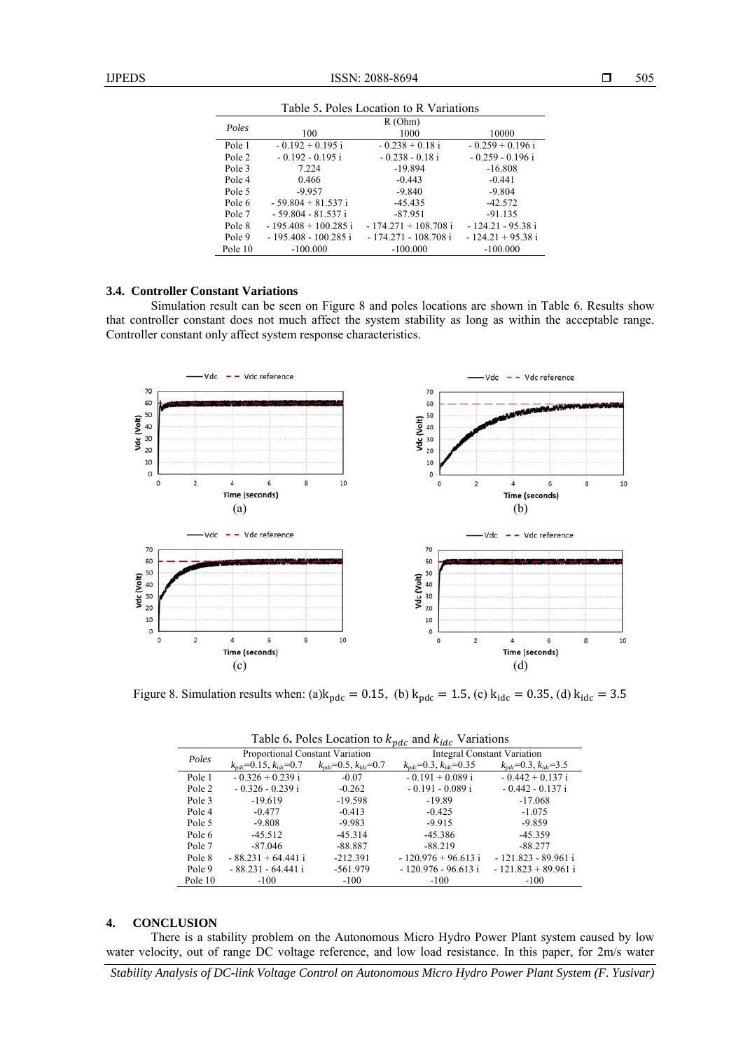Table 5. Poles Location to R Variations

| Poles | R (Ohm) | | |
|---|---|---|---|
| | 100 | 1000 | 10000 |
| Pole 1 | - 0.192 + 0.195 i | - 0.238 + 0.18 i | - 0.259 + 0.196 i |
| Pole 2 | - 0.192 - 0.195 i | - 0.238 - 0.18 i | - 0.259 - 0.196 i |
| Pole 3 | 7.224 | -19.894 | -16.808 |
| Pole 4 | 0.466 | -0.443 | -0.441 |
| Pole 5 | -9.957 | -9.840 | -9.804 |
| Pole 6 | - 59.804 + 81.537 i | -45.435 | -42.572 |
| Pole 7 | - 59.804 - 81.537 i | -87.951 | -91.135 |
| Pole 8 | - 195.408 + 100.285 i | - 174.271 + 108.708 i | - 124.21 - 95.38 i |
| Pole 9 | - 195.408 - 100.285 i | - 174.271 - 108.708 i | - 124.21 + 95.38 i |
| Pole 10 | -100.000 | -100.000 | -100.000 |

### 3.4. Controller Constant Variations

Simulation result can be seen on Figure 8 and poles locations are shown in Table 6. Results show that controller constant does not much affect the system stability as long as within the acceptable range. Controller constant only affect system response characteristics.

Figure 8. Simulation results when: (a) $k_{pdc} = 0.15$, (b) $k_{pdc} = 1.5$, (c) $k_{idc} = 0.35$, (d) $k_{idc} = 3.5$

Table 6. Poles Location to $k_{pdc}$ and $k_{idc}$ Variations

| Poles | Proportional Constant Variation | | Integral Constant Variation | |
|---|---|---|---|---|
| | $k_{pdc}$=0.15, $k_{idc}$=0.7 | $k_{pdc}$=0.5, $k_{idc}$=0.7 | $k_{pdc}$=0.3, $k_{idc}$=0.35 | $k_{pdc}$=0.3, $k_{idc}$=3.5 |
| Pole 1 | - 0.326 + 0.239 i | -0.07 | - 0.191 + 0.089 i | - 0.442 + 0.137 i |
| Pole 2 | - 0.326 - 0.239 i | -0.262 | - 0.191 - 0.089 i | - 0.442 - 0.137 i |
| Pole 3 | -19.619 | -19.598 | -19.89 | -17.068 |
| Pole 4 | -0.477 | -0.413 | -0.425 | -1.075 |
| Pole 5 | -9.808 | -9.983 | -9.915 | -9.859 |
| Pole 6 | -45.512 | -45.314 | -45.386 | -45.359 |
| Pole 7 | -87.046 | -88.887 | -88.219 | -88.277 |
| Pole 8 | - 88.231 + 64.441 i | -212.391 | - 120.976 + 96.613 i | - 121.823 - 89.961 i |
| Pole 9 | - 88.231 - 64.441 i | -561.979 | - 120.976 - 96.613 i | - 121.823 + 89.961 i |
| Pole 10 | -100 | -100 | -100 | -100 |

## 4. CONCLUSION

There is a stability problem on the Autonomous Micro Hydro Power Plant system caused by low water velocity, out of range DC voltage reference, and low load resistance. In this paper, for 2m/s water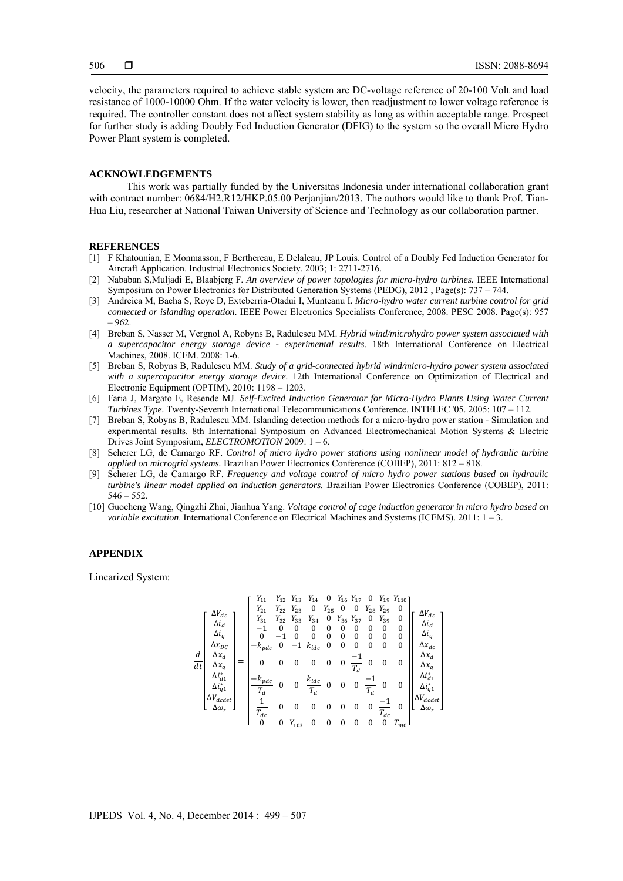velocity, the parameters required to achieve stable system are DC-voltage reference of 20-100 Volt and load resistance of 1000-10000 Ohm. If the water velocity is lower, then readjustment to lower voltage reference is required. The controller constant does not affect system stability as long as within acceptable range. Prospect for further study is adding Doubly Fed Induction Generator (DFIG) to the system so the overall Micro Hydro Power Plant system is completed.

## ACKNOWLEDGEMENTS

This work was partially funded by the Universitas Indonesia under international collaboration grant with contract number: 0684/H2.R12/HKP.05.00 Perjanjian/2013. The authors would like to thank Prof. Tian-Hua Liu, researcher at National Taiwan University of Science and Technology as our collaboration partner.

## REFERENCES

[1] F Khatounian, E Monmasson, F Berthereau, E Delaleau, JP Louis. Control of a Doubly Fed Induction Generator for Aircraft Application. Industrial Electronics Society. 2003; 1: 2711-2716.

[2] Nababan S,Muljadi E, Blaabjerg F. *An overview of power topologies for micro-hydro turbines.* IEEE International Symposium on Power Electronics for Distributed Generation Systems (PEDG), 2012 , Page(s): 737 – 744.

[3] Andreica M, Bacha S, Roye D, Exteberria-Otadui I, Munteanu I. *Micro-hydro water current turbine control for grid connected or islanding operation*. IEEE Power Electronics Specialists Conference, 2008. PESC 2008. Page(s): 957 – 962.

[4] Breban S, Nasser M, Vergnol A, Robyns B, Radulescu MM. *Hybrid wind/microhydro power system associated with a supercapacitor energy storage device - experimental results*. 18th International Conference on Electrical Machines, 2008. ICEM. 2008: 1-6.

[5] Breban S, Robyns B, Radulescu MM. *Study of a grid-connected hybrid wind/micro-hydro power system associated with a supercapacitor energy storage device.* 12th International Conference on Optimization of Electrical and Electronic Equipment (OPTIM). 2010: 1198 – 1203.

[6] Faria J, Margato E, Resende MJ. *Self-Excited Induction Generator for Micro-Hydro Plants Using Water Current Turbines Type.* Twenty-Seventh International Telecommunications Conference. INTELEC '05. 2005: 107 – 112.

[7] Breban S, Robyns B, Radulescu MM. Islanding detection methods for a micro-hydro power station - Simulation and experimental results. 8th International Symposium on Advanced Electromechanical Motion Systems & Electric Drives Joint Symposium, *ELECTROMOTION* 2009: 1 – 6.

[8] Scherer LG, de Camargo RF. *Control of micro hydro power stations using nonlinear model of hydraulic turbine applied on microgrid systems.* Brazilian Power Electronics Conference (COBEP), 2011: 812 – 818.

[9] Scherer LG, de Camargo RF. *Frequency and voltage control of micro hydro power stations based on hydraulic turbine's linear model applied on induction generators.* Brazilian Power Electronics Conference (COBEP), 2011: 546 – 552.

[10] Guocheng Wang, Qingzhi Zhai, Jianhua Yang. *Voltage control of cage induction generator in micro hydro based on variable excitation*. International Conference on Electrical Machines and Systems (ICEMS). 2011: 1 – 3.

## APPENDIX

Linearized System:

$$
\frac{d}{dt}\begin{bmatrix} \Delta V_{dc} \\ \Delta i_d \\ \Delta i_q \\ \Delta x_{DC} \\ \Delta x_d \\ \Delta x_q \\ \Delta i_{d1}^* \\ \Delta i_{q1}^* \\ \Delta V_{dcdet} \\ \Delta\omega_r \end{bmatrix} = \begin{bmatrix} Y_{11} & Y_{12} & Y_{13} & Y_{14} & 0 & Y_{16} & Y_{17} & 0 & Y_{19} & Y_{110} \\ Y_{21} & Y_{22} & Y_{23} & 0 & Y_{25} & 0 & 0 & Y_{28} & Y_{29} & 0 \\ Y_{31} & Y_{32} & Y_{33} & Y_{34} & 0 & Y_{36} & Y_{37} & 0 & Y_{39} & 0 \\ -1 & 0 & 0 & 0 & 0 & 0 & 0 & 0 & 0 & 0 \\ 0 & -1 & 0 & 0 & 0 & 0 & 0 & 0 & 0 & 0 \\ -k_{pdc} & 0 & -1 & k_{idc} & 0 & 0 & 0 & 0 & 0 & 0 \\ 0 & 0 & 0 & 0 & 0 & 0 & \frac{-1}{T_d} & 0 & 0 & 0 \\ \frac{-k_{pdc}}{T_d} & 0 & 0 & \frac{k_{idc}}{T_d} & 0 & 0 & 0 & \frac{-1}{T_d} & 0 & 0 \\ \frac{1}{T_{dc}} & 0 & 0 & 0 & 0 & 0 & 0 & 0 & \frac{-1}{T_{dc}} & 0 \\ 0 & 0 & Y_{103} & 0 & 0 & 0 & 0 & 0 & 0 & T_{m0} \end{bmatrix} \begin{bmatrix} \Delta V_{dc} \\ \Delta i_d \\ \Delta i_q \\ \Delta x_{dc} \\ \Delta x_d \\ \Delta x_q \\ \Delta i_{d1}^* \\ \Delta i_{q1}^* \\ \Delta V_{dcdet} \\ \Delta\omega_r \end{bmatrix}
$$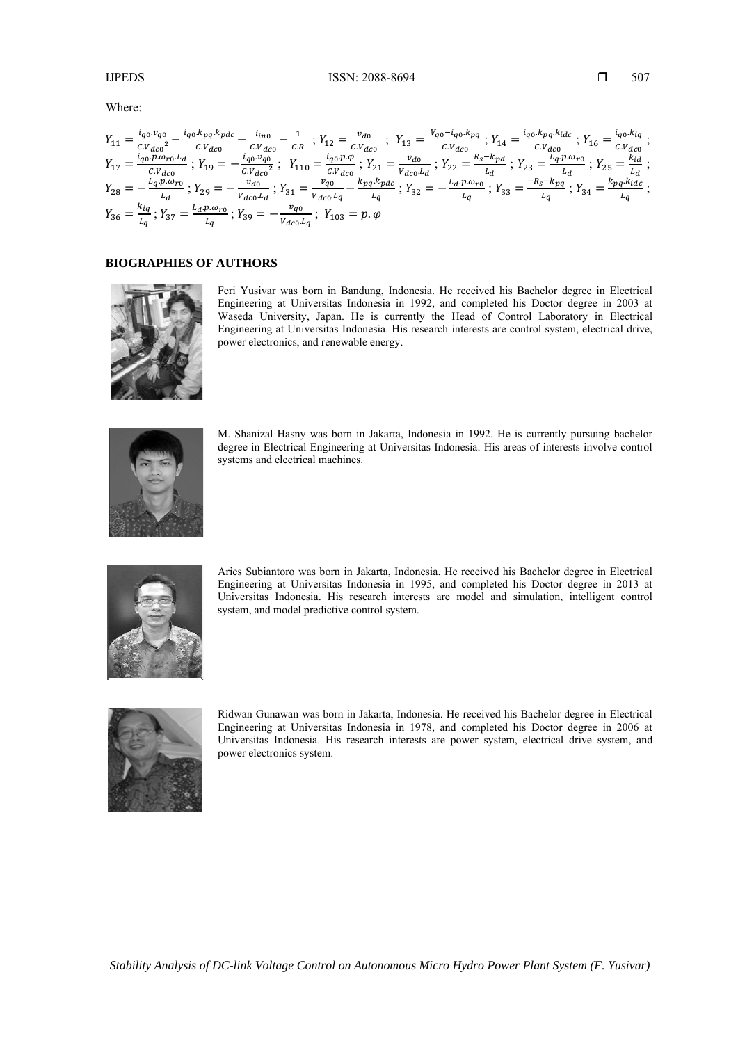Where:

$$Y_{11} = \frac{i_{q0}.v_{q0}}{C.V_{dc0}^{\ 2}} - \frac{i_{q0}.k_{pq}.k_{pdc}}{C.V_{dc0}} - \frac{i_{in0}}{C.V_{dc0}} - \frac{1}{C.R}\ ;\ Y_{12} = \frac{v_{d0}}{C.V_{dc0}}\ ;\ Y_{13} = \frac{V_{q0} - i_{q0}.k_{pq}}{C.V_{dc0}}\ ;\ Y_{14} = \frac{i_{q0}.k_{pq}.k_{idc}}{C.V_{dc0}}\ ;\ Y_{16} = \frac{i_{q0}.k_{iq}}{C.V_{dc0}}\ ;$$

$$Y_{17} = \frac{i_{q0}.p.\omega_{r0}.L_d}{C.V_{dc0}}\ ;\ Y_{19} = -\frac{i_{q0}.v_{q0}}{C.V_{dc0}^{\ 2}}\ ;\ Y_{110} = \frac{i_{q0}.p.\varphi}{C.V_{dc0}}\ ;\ Y_{21} = \frac{v_{d0}}{V_{dc0}.L_d}\ ;\ Y_{22} = \frac{R_s - k_{pd}}{L_d}\ ;\ Y_{23} = \frac{L_q.p.\omega_{r0}}{L_d}\ ;\ Y_{25} = \frac{k_{id}}{L_d}\ ;$$

$$Y_{28} = -\frac{L_q.p.\omega_{r0}}{L_d}\ ;\ Y_{29} = -\frac{v_{d0}}{V_{dc0}.L_d}\ ;\ Y_{31} = \frac{v_{q0}}{V_{dc0}.L_q} - \frac{k_{pq}.k_{pdc}}{L_q}\ ;\ Y_{32} = -\frac{L_d.p.\omega_{r0}}{L_q}\ ;\ Y_{33} = \frac{-R_s - k_{pq}}{L_q}\ ;\ Y_{34} = \frac{k_{pq}.k_{idc}}{L_q}\ ;$$

$$Y_{36} = \frac{k_{iq}}{L_q}\ ;\ Y_{37} = \frac{L_d.p.\omega_{r0}}{L_q}\ ;\ Y_{39} = -\frac{v_{q0}}{V_{dc0}.L_q}\ ;\ Y_{103} = p.\varphi$$

## BIOGRAPHIES OF AUTHORS

Feri Yusivar was born in Bandung, Indonesia. He received his Bachelor degree in Electrical Engineering at Universitas Indonesia in 1992, and completed his Doctor degree in 2003 at Waseda University, Japan. He is currently the Head of Control Laboratory in Electrical Engineering at Universitas Indonesia. His research interests are control system, electrical drive, power electronics, and renewable energy.

M. Shanizal Hasny was born in Jakarta, Indonesia in 1992. He is currently pursuing bachelor degree in Electrical Engineering at Universitas Indonesia. His areas of interests involve control systems and electrical machines.

Aries Subiantoro was born in Jakarta, Indonesia. He received his Bachelor degree in Electrical Engineering at Universitas Indonesia in 1995, and completed his Doctor degree in 2013 at Universitas Indonesia. His research interests are model and simulation, intelligent control system, and model predictive control system.

Ridwan Gunawan was born in Jakarta, Indonesia. He received his Bachelor degree in Electrical Engineering at Universitas Indonesia in 1978, and completed his Doctor degree in 2006 at Universitas Indonesia. His research interests are power system, electrical drive system, and power electronics system.